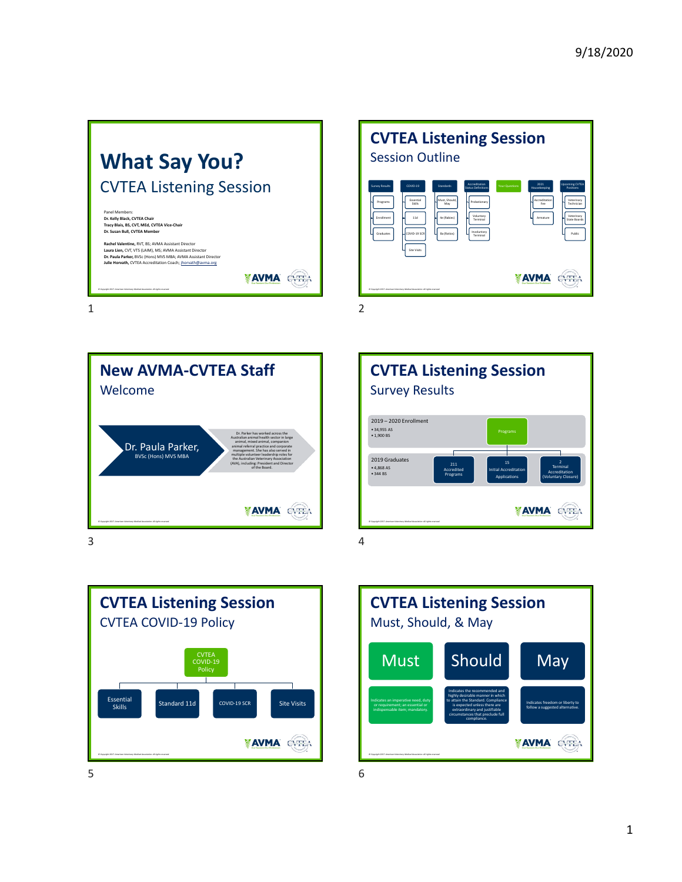## What Say You?

### CVTEA Listening Session

Panel Members:
**Dr. Kelly Black, CVTEA Chair**
**Tracy Blais, BS, CVT, MEd, CVTEA Vice-Chair**
**Dr. Susan Bull, CVTEA Member**

**Rachel Valentine,** RVT, BS; AVMA Assistant Director
**Laura Lien,** CVT, VTS (LAIM), MS; AVMA Assistant Director
**Dr. Paula Parker,** BVSc (Hons) MVS MBA; AVMA Assistant Director
**Julie Horvath,** CVTEA Accreditation Coach; jhorvath@avma.org

## CVTEA Listening Session

### Session Outline

- Survey Results
  - Programs
  - Enrollment
  - Graduates
- COVID-19
  - Essential Skills
  - 11d
  - COVID-19 SCR
  - Site Visits
- Standards
  - Must, Should, May
  - 4e (Rabies)
  - 8a (Ratios)
- Accreditation Status Definitions
  - Probationary
  - Voluntary Terminal
  - Involuntary Terminal
- Your Questions
- 2021 Housekeeping
  - Accreditation Fee
  - Annuature
- Upcoming CVTEA Positions
  - Veterinary Technician
  - Veterinary State Boards
  - Public

## New AVMA-CVTEA Staff

### Welcome

**Dr. Paula Parker,** BVSc (Hons) MVS MBA

Dr. Parker has worked across the Australian animal health sector in large animal, mixed animal, companion animal referral practice and corporate management. She has also served in multiple volunteer leadership roles for the Australian Veterinary Association (AVA), including: President and Director of the Board.

## CVTEA Listening Session

### Survey Results

2019 – 2020 Enrollment
- 34,955 AS
- 1,900 BS

Programs

2019 Graduates
- 4,868 AS
- 344 BS

- 211 Accredited Programs
- 15 Initial Accreditation Applications
- 2 Terminal Accreditation (Voluntary Closure)

## CVTEA Listening Session

### CVTEA COVID-19 Policy

CVTEA COVID-19 Policy
- Essential Skills
- Standard 11d
- COVID-19 SCR
- Site Visits

## CVTEA Listening Session

### Must, Should, & May

**Must:** Indicates an imperative need, duty or requirement; an essential or indispensable item; mandatory.

**Should:** Indicates the recommended and highly desirable manner in which to attain the Standard. Compliance is expected unless there are extraordinary and justifiable circumstances that preclude full compliance.

**May:** Indicates freedom or liberty to follow a suggested alternative.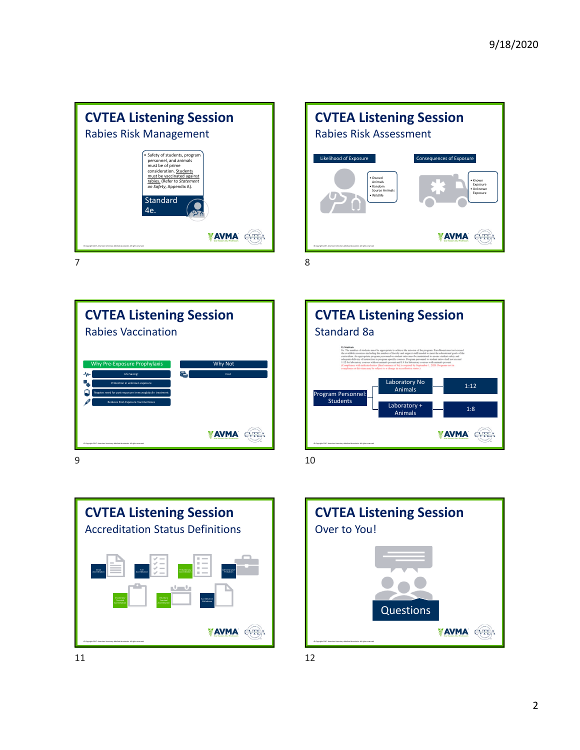## CVTEA Listening Session
### Rabies Risk Management

- Safety of students, program personnel, and animals must be of prime consideration. Students must be vaccinated against rabies. (Refer to *Statement on Safety*, Appendix A).

Standard 4e.

## CVTEA Listening Session
### Rabies Risk Assessment

**Likelihood of Exposure**

- Owned Animals
- Random Source Animals
- Wildlife

**Consequences of Exposure**

- Known Exposure
- Unknown Exposure

## CVTEA Listening Session
### Rabies Vaccination

**Why Pre-Exposure Prophylaxis**

- Life Saving!
- Protection in unknown exposure
- Negates need for post-exposure immunoglobulin treatment
- Reduces Post-Exposure Vaccine Doses

**Why Not**

- Cost

## CVTEA Listening Session
### Standard 8a

Program Personnel: Students

| Setting | Ratio |
| --- | --- |
| Laboratory No Animals | 1:12 |
| Laboratory + Animals | 1:8 |

## CVTEA Listening Session
### Accreditation Status Definitions

- Initial Accreditation
- Full Accreditation
- Probationary Accreditation
- Administrative Probation
- Involuntary Terminal Accreditation
- Voluntary Terminal Accreditation
- Accreditation Withdrawn

## CVTEA Listening Session
### Over to You!

Questions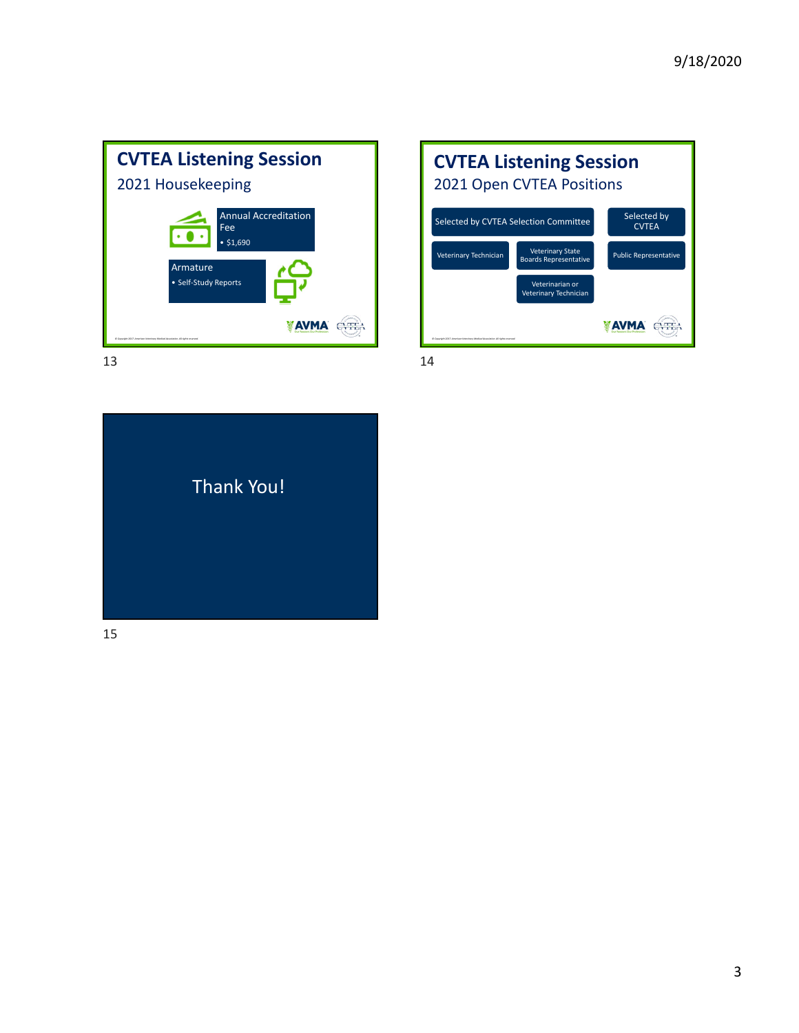## CVTEA Listening Session

2021 Housekeeping

Annual Accreditation Fee
- $1,690

Armature
- Self-Study Reports

© Copyright 2017. American Veterinary Medical Association. All rights reserved.

## CVTEA Listening Session

2021 Open CVTEA Positions

Selected by CVTEA Selection Committee
- Veterinary Technician
- Veterinary State Boards Representative
- Veterinarian or Veterinary Technician

Selected by CVTEA
- Public Representative

© Copyright 2017. American Veterinary Medical Association. All rights reserved.

Thank You!